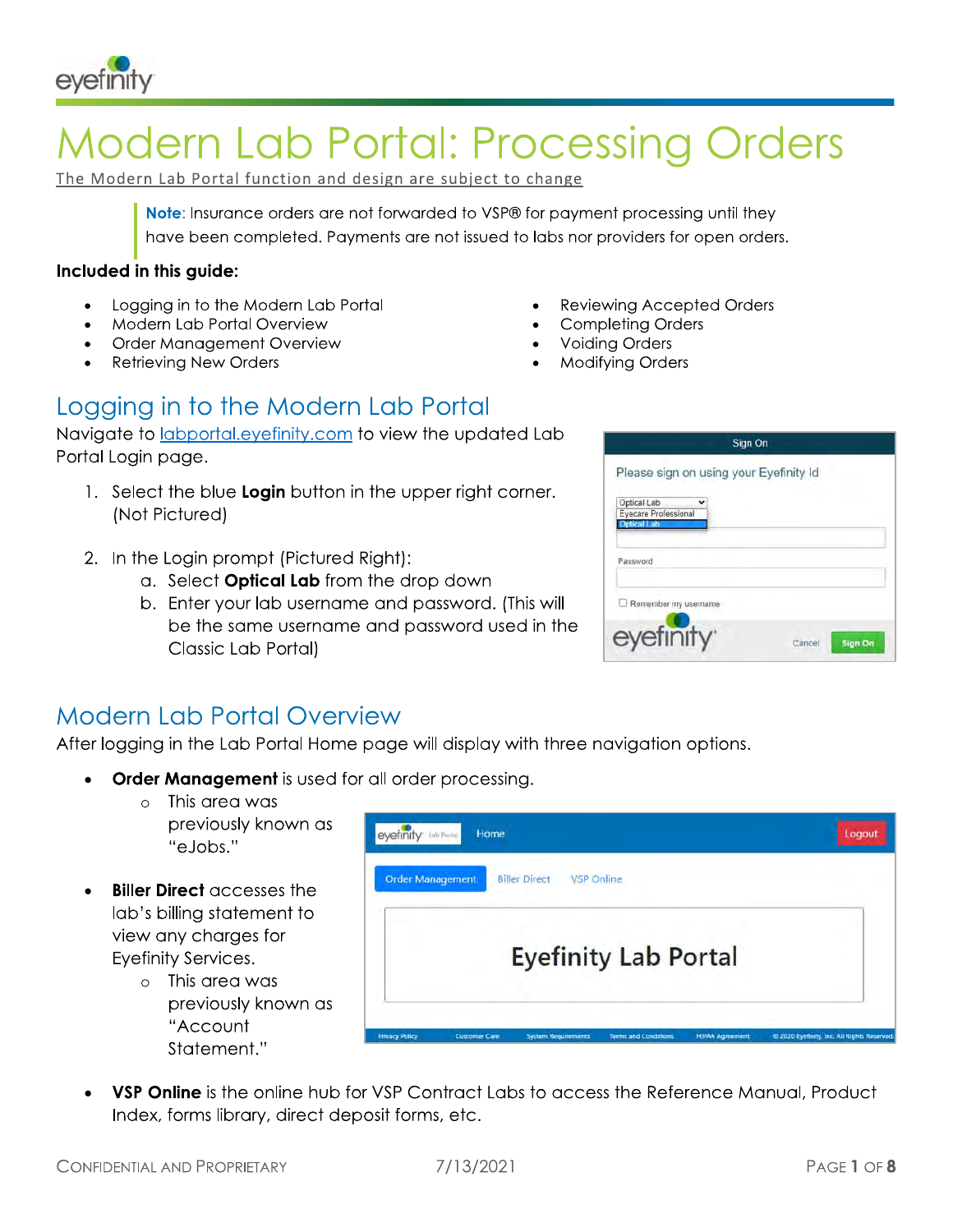# Modern Lab Portal: Processing Orders

The Modern Lab Portal function and design are subject to change

> **Note**: Insurance orders are not forwarded to VSP® for payment processing until they have been completed. Payments are not issued to labs nor providers for open orders.

**Included in this guide:**

- Logging in to the Modern Lab Portal
- Modern Lab Portal Overview
- Order Management Overview
- Retrieving New Orders
- Reviewing Accepted Orders
- Completing Orders
- Voiding Orders
- Modifying Orders

## Logging in to the Modern Lab Portal

Navigate to labportal.eyefinity.com to view the updated Lab Portal Login page.

1. Select the blue **Login** button in the upper right corner. (Not Pictured)
2. In the Login prompt (Pictured Right):
   a. Select **Optical Lab** from the drop down
   b. Enter your lab username and password. (This will be the same username and password used in the Classic Lab Portal)

## Modern Lab Portal Overview

After logging in the Lab Portal Home page will display with three navigation options.

- **Order Management** is used for all order processing.
  - This area was previously known as "eJobs."
- **Biller Direct** accesses the lab's billing statement to view any charges for Eyefinity Services.
  - This area was previously known as "Account Statement."
- **VSP Online** is the online hub for VSP Contract Labs to access the Reference Manual, Product Index, forms library, direct deposit forms, etc.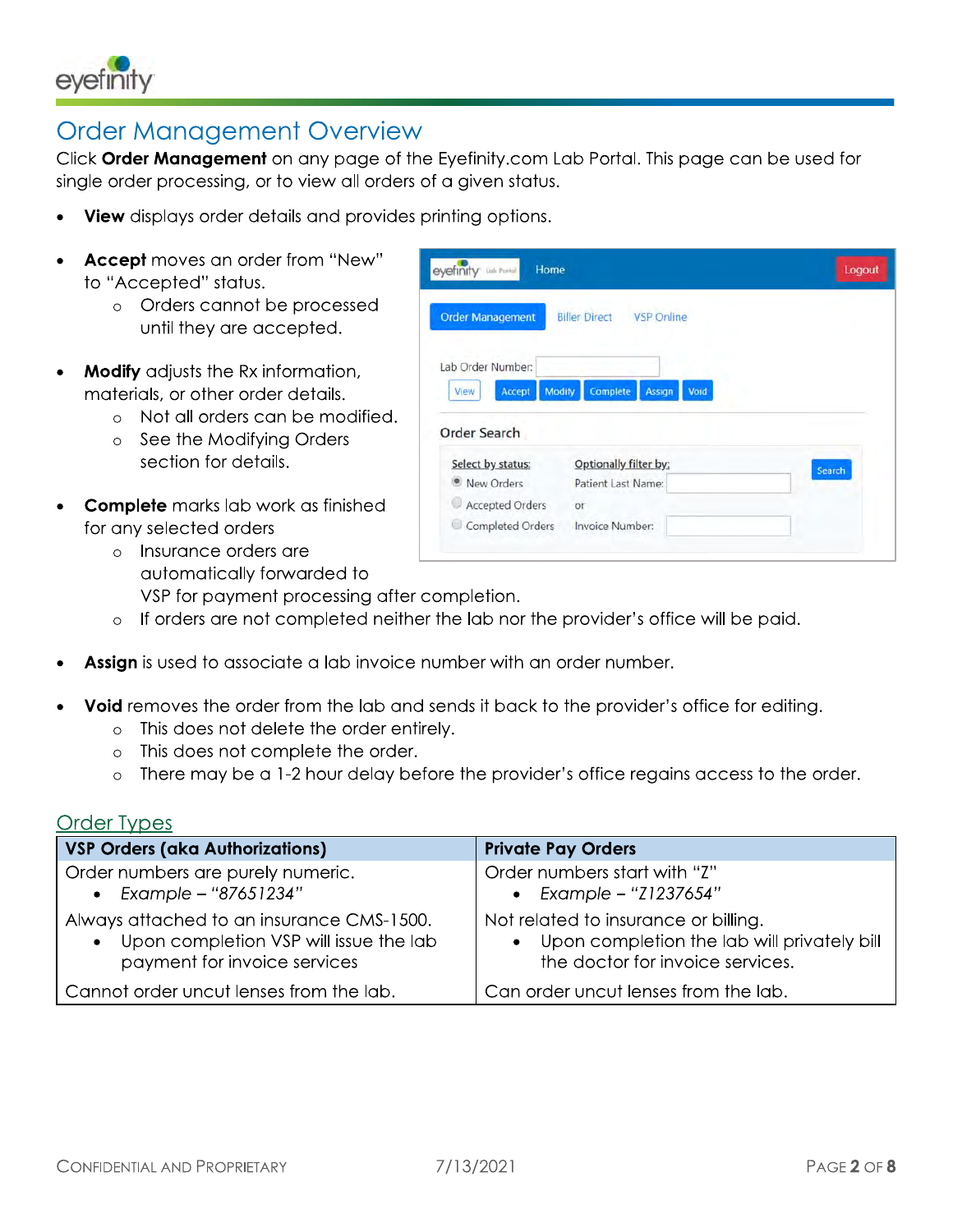# Order Management Overview

Click **Order Management** on any page of the Eyefinity.com Lab Portal. This page can be used for single order processing, or to view all orders of a given status.

- **View** displays order details and provides printing options.
- **Accept** moves an order from "New" to "Accepted" status.
  - Orders cannot be processed until they are accepted.
- **Modify** adjusts the Rx information, materials, or other order details.
  - Not all orders can be modified.
  - See the Modifying Orders section for details.
- **Complete** marks lab work as finished for any selected orders
  - Insurance orders are automatically forwarded to VSP for payment processing after completion.
  - If orders are not completed neither the lab nor the provider's office will be paid.
- **Assign** is used to associate a lab invoice number with an order number.
- **Void** removes the order from the lab and sends it back to the provider's office for editing.
  - This does not delete the order entirely.
  - This does not complete the order.
  - There may be a 1-2 hour delay before the provider's office regains access to the order.

## Order Types

| VSP Orders (aka Authorizations) | Private Pay Orders |
|---|---|
| Order numbers are purely numeric.<br>• *Example – "87651234"* | Order numbers start with "Z"<br>• *Example – "Z1237654"* |
| Always attached to an insurance CMS-1500.<br>• Upon completion VSP will issue the lab payment for invoice services | Not related to insurance or billing.<br>• Upon completion the lab will privately bill the doctor for invoice services. |
| Cannot order uncut lenses from the lab. | Can order uncut lenses from the lab. |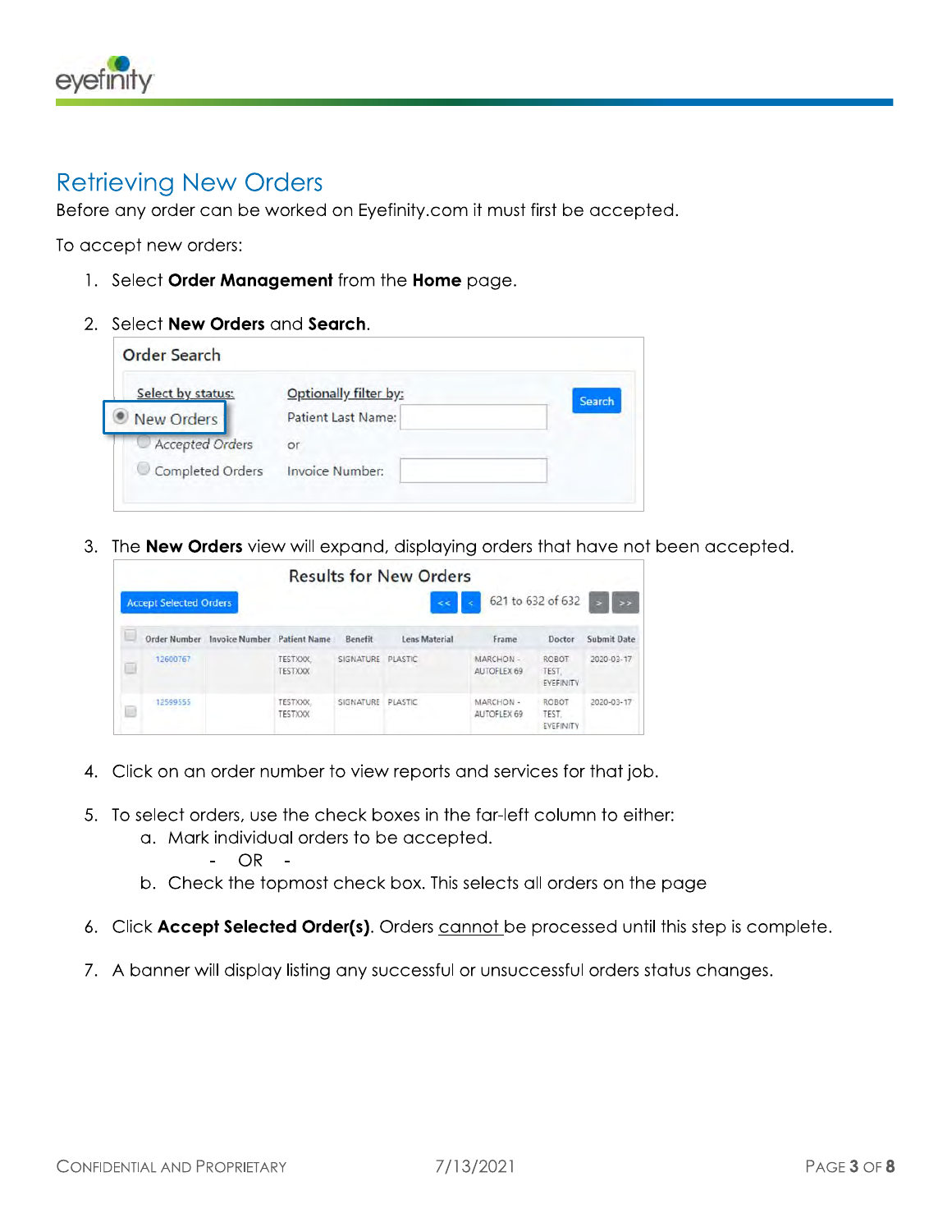# Retrieving New Orders

Before any order can be worked on Eyefinity.com it must first be accepted.

To accept new orders:

1. Select **Order Management** from the **Home** page.
2. Select **New Orders** and **Search**.

Order Search

| Select by status: | Optionally filter by: | |
|---|---|---|
| New Orders | Patient Last Name: | Search |
| Accepted Orders | or | |
| Completed Orders | Invoice Number: | |

3. The **New Orders** view will expand, displaying orders that have not been accepted.

Results for New Orders

Accept Selected Orders — 621 to 632 of 632

| | Order Number | Invoice Number | Patient Name | Benefit | Lens Material | Frame | Doctor | Submit Date |
|---|---|---|---|---|---|---|---|---|
| | 12600767 | | TESTXXX, TESTXXX | SIGNATURE | PLASTIC | MARCHON - AUTOFLEX 69 | ROBOT TEST, EYEFINITY | 2020-03-17 |
| | 12599555 | | TESTXXX, TESTXXX | SIGNATURE | PLASTIC | MARCHON - AUTOFLEX 69 | ROBOT TEST, EYEFINITY | 2020-03-17 |

4. Click on an order number to view reports and services for that job.
5. To select orders, use the check boxes in the far-left column to either:
   a. Mark individual orders to be accepted.
      - OR -
   b. Check the topmost check box. This selects all orders on the page
6. Click **Accept Selected Order(s)**. Orders cannot be processed until this step is complete.
7. A banner will display listing any successful or unsuccessful orders status changes.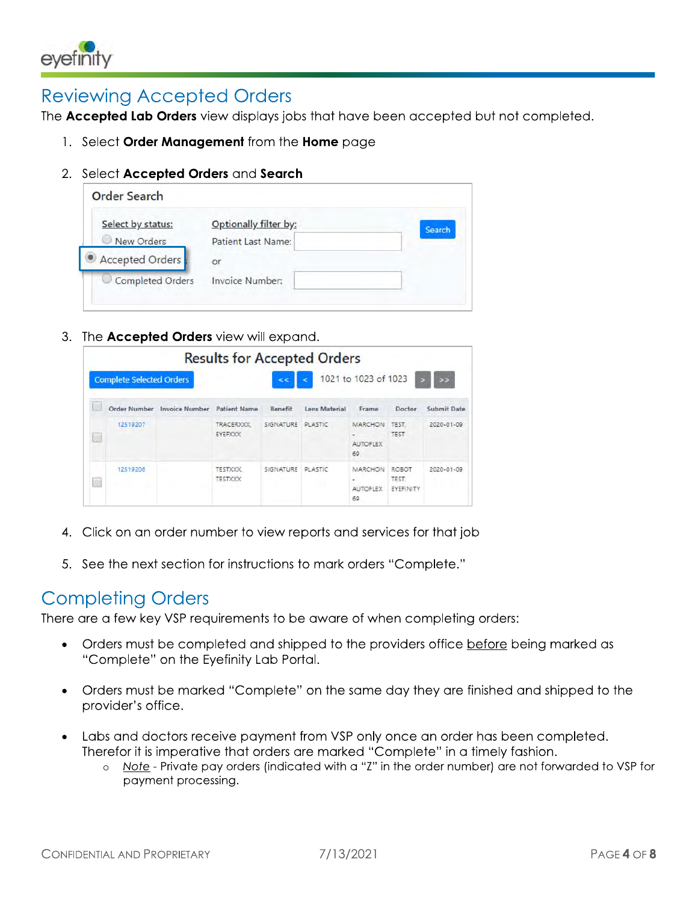# Reviewing Accepted Orders

The **Accepted Lab Orders** view displays jobs that have been accepted but not completed.

1. Select **Order Management** from the **Home** page
2. Select **Accepted Orders** and **Search**

Order Search

| Select by status: | Optionally filter by: | |
|---|---|---|
| New Orders | Patient Last Name: | Search |
| Accepted Orders | or | |
| Completed Orders | Invoice Number: | |

3. The **Accepted Orders** view will expand.

Results for Accepted Orders

Complete Selected Orders | << | < | 1021 to 1023 of 1023 | > | >>

| | Order Number | Invoice Number | Patient Name | Benefit | Lens Material | Frame | Doctor | Submit Date |
|---|---|---|---|---|---|---|---|---|
| | 12519207 | | TRACERXXX, EYEFXXX | SIGNATURE | PLASTIC | MARCHON - AUTOFLEX 69 | TEST, TEST | 2020-01-09 |
| | 12519206 | | TESTXXX, TESTXXX | SIGNATURE | PLASTIC | MARCHON - AUTOFLEX 69 | ROBOT TEST, EYEFINITY | 2020-01-09 |

4. Click on an order number to view reports and services for that job
5. See the next section for instructions to mark orders "Complete."

# Completing Orders

There are a few key VSP requirements to be aware of when completing orders:

- Orders must be completed and shipped to the providers office <u>before</u> being marked as "Complete" on the Eyefinity Lab Portal.
- Orders must be marked "Complete" on the same day they are finished and shipped to the provider's office.
- Labs and doctors receive payment from VSP only once an order has been completed. Therefor it is imperative that orders are marked "Complete" in a timely fashion.
  - <u>*Note*</u> - Private pay orders (indicated with a "Z" in the order number) are not forwarded to VSP for payment processing.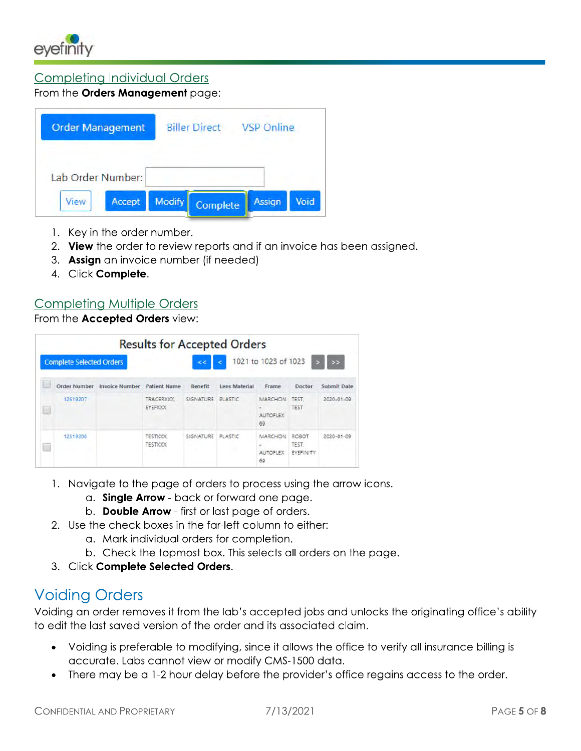## Completing Individual Orders

From the **Orders Management** page:

1. Key in the order number.
2. **View** the order to review reports and if an invoice has been assigned.
3. **Assign** an invoice number (if needed)
4. Click **Complete**.

## Completing Multiple Orders

From the **Accepted Orders** view:

1. Navigate to the page of orders to process using the arrow icons.
    a. **Single Arrow** - back or forward one page.
    b. **Double Arrow** - first or last page of orders.
2. Use the check boxes in the far-left column to either:
    a. Mark individual orders for completion.
    b. Check the topmost box. This selects all orders on the page.
3. Click **Complete Selected Orders**.

# Voiding Orders

Voiding an order removes it from the lab's accepted jobs and unlocks the originating office's ability to edit the last saved version of the order and its associated claim.

- Voiding is preferable to modifying, since it allows the office to verify all insurance billing is accurate. Labs cannot view or modify CMS-1500 data.
- There may be a 1-2 hour delay before the provider's office regains access to the order.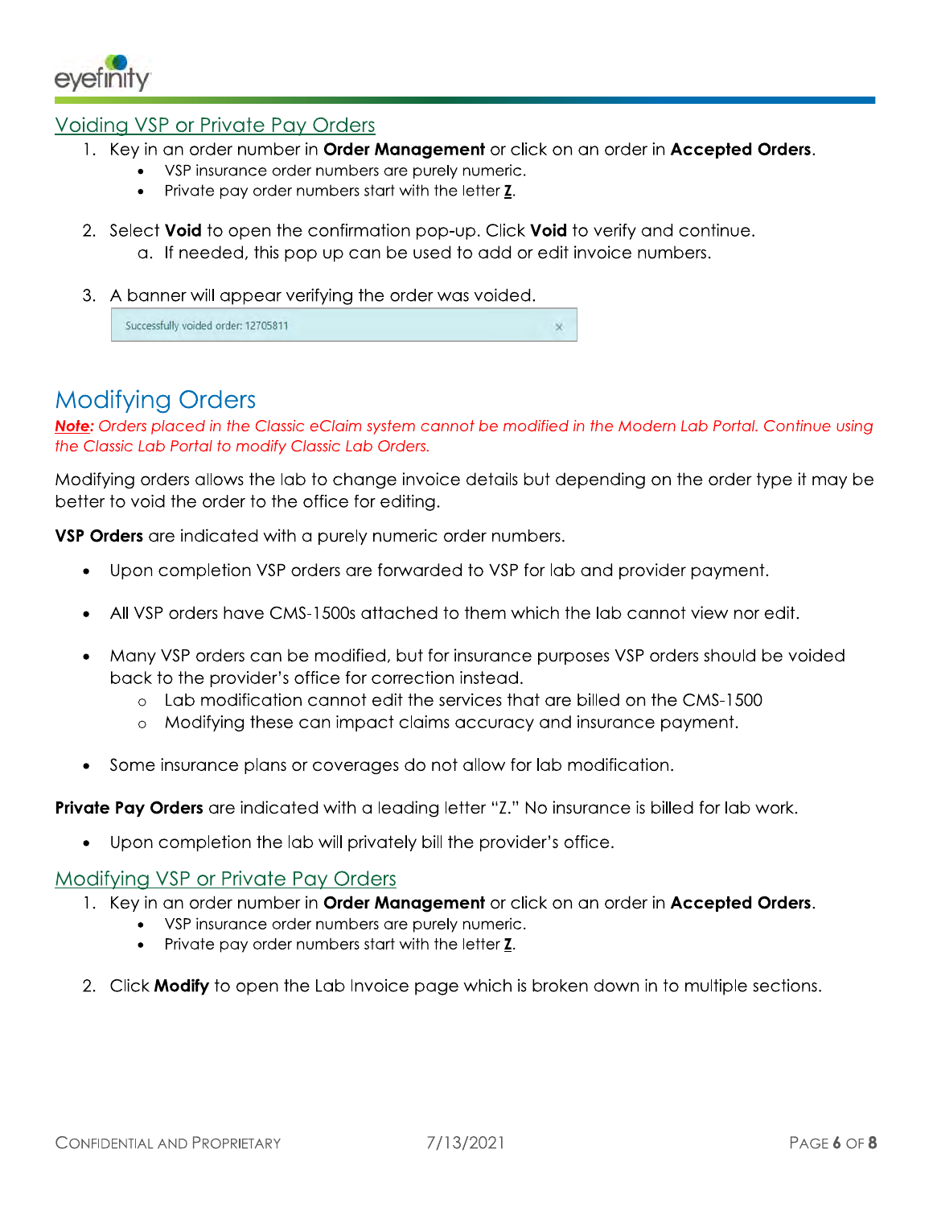## Voiding VSP or Private Pay Orders

1. Key in an order number in **Order Management** or click on an order in **Accepted Orders**.
   - VSP insurance order numbers are purely numeric.
   - Private pay order numbers start with the letter **Z**.
2. Select **Void** to open the confirmation pop-up. Click **Void** to verify and continue.
   a. If needed, this pop up can be used to add or edit invoice numbers.
3. A banner will appear verifying the order was voided.

   Successfully voided order: 12705811 ×

# Modifying Orders

***Note:*** *Orders placed in the Classic eClaim system cannot be modified in the Modern Lab Portal. Continue using the Classic Lab Portal to modify Classic Lab Orders.*

Modifying orders allows the lab to change invoice details but depending on the order type it may be better to void the order to the office for editing.

**VSP Orders** are indicated with a purely numeric order numbers.

- Upon completion VSP orders are forwarded to VSP for lab and provider payment.
- All VSP orders have CMS-1500s attached to them which the lab cannot view nor edit.
- Many VSP orders can be modified, but for insurance purposes VSP orders should be voided back to the provider's office for correction instead.
  - Lab modification cannot edit the services that are billed on the CMS-1500
  - Modifying these can impact claims accuracy and insurance payment.
- Some insurance plans or coverages do not allow for lab modification.

**Private Pay Orders** are indicated with a leading letter "Z." No insurance is billed for lab work.

- Upon completion the lab will privately bill the provider's office.

## Modifying VSP or Private Pay Orders

1. Key in an order number in **Order Management** or click on an order in **Accepted Orders**.
   - VSP insurance order numbers are purely numeric.
   - Private pay order numbers start with the letter **Z**.
2. Click **Modify** to open the Lab Invoice page which is broken down in to multiple sections.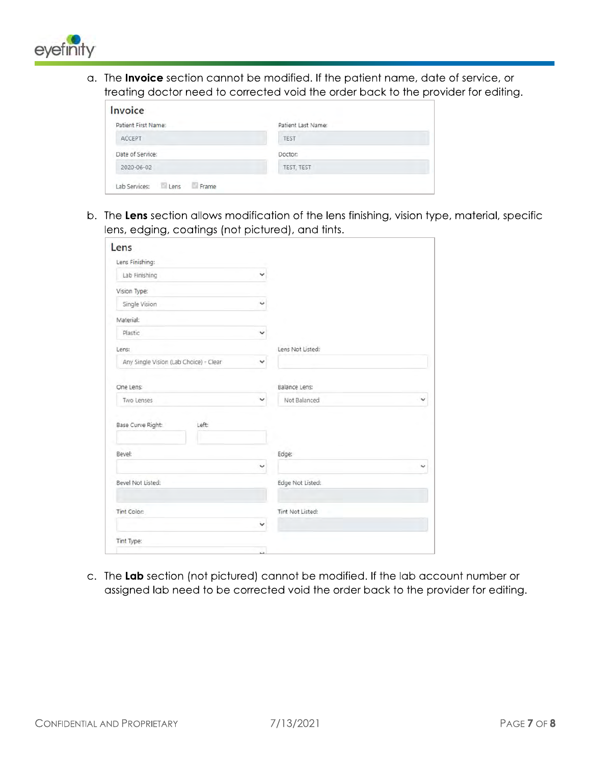a. The **Invoice** section cannot be modified. If the patient name, date of service, or treating doctor need to corrected void the order back to the provider for editing.

**Invoice**

| Field | Value |
| --- | --- |
| Patient First Name: | ACCEPT |
| Patient Last Name: | TEST |
| Date of Service: | 2020-06-02 |
| Doctor: | TEST, TEST |
| Lab Services: | Lens, Frame |

b. The **Lens** section allows modification of the lens finishing, vision type, material, specific lens, edging, coatings (not pictured), and tints.

**Lens**

| Field | Value |
| --- | --- |
| Lens Finishing: | Lab Finishing |
| Vision Type: | Single Vision |
| Material: | Plastic |
| Lens: | Any Single Vision (Lab Choice) - Clear |
| Lens Not Listed: | |
| One Lens: | Two Lenses |
| Balance Lens: | Not Balanced |
| Base Curve Right: | |
| Left: | |
| Bevel: | |
| Edge: | |
| Bevel Not Listed: | |
| Edge Not Listed: | |
| Tint Color: | |
| Tint Not Listed: | |
| Tint Type: | |

c. The **Lab** section (not pictured) cannot be modified. If the lab account number or assigned lab need to be corrected void the order back to the provider for editing.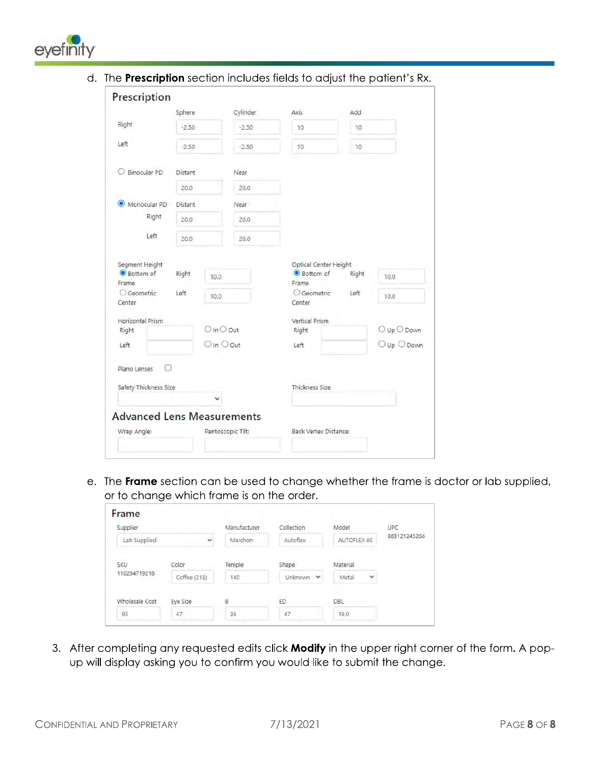d. The **Prescription** section includes fields to adjust the patient's Rx.

**Prescription**

| | Sphere | Cylinder | Axis | Add |
|---|---|---|---|---|
| Right | -2.50 | -2.50 | 10 | 10 |
| Left | -2.50 | -2.50 | 10 | 10 |

○ Binocular PD — Distant: 20.0 — Near: 20.0

◉ Monocular PD

| | Distant | Near |
|---|---|---|
| Right | 20.0 | 20.0 |
| Left | 20.0 | 20.0 |

Segment Height — ◉ Bottom of Frame ○ Geometric Center — Right: 10.0 — Left: 10.0

Optical Center Height — ◉ Bottom of Frame ○ Geometric Center — Right: 10.0 — Left: 10.0

Horizontal Prism — Right: ○ In ○ Out — Left: ○ In ○ Out

Vertical Prism — Right: ○ Up ○ Down — Left: ○ Up ○ Down

Plano Lenses ☐

Safety Thickness Size

Thickness Size

**Advanced Lens Measurements**

Wrap Angle: — Pantoscopic Tilt: — Back Vertex Distance:

e. The **Frame** section can be used to change whether the frame is doctor or lab supplied, or to change which frame is on the order.

**Frame**

| Supplier | Manufacturer | Collection | Model | UPC |
|---|---|---|---|---|
| Lab Supplied | Marchon | Autoflex | AUTOFLEX 69 | 883121245266 |

| SKU | Color | Temple | Shape | Material |
|---|---|---|---|---|
| 110204719218 | Coffee (218) | 140 | Unknown | Metal |

| Wholesale Cost | Eye Size | B | ED | DBL |
|---|---|---|---|---|
| 95 | 47 | 36 | 47 | 19.0 |

3. After completing any requested edits click **Modify** in the upper right corner of the form. A pop-up will display asking you to confirm you would like to submit the change.